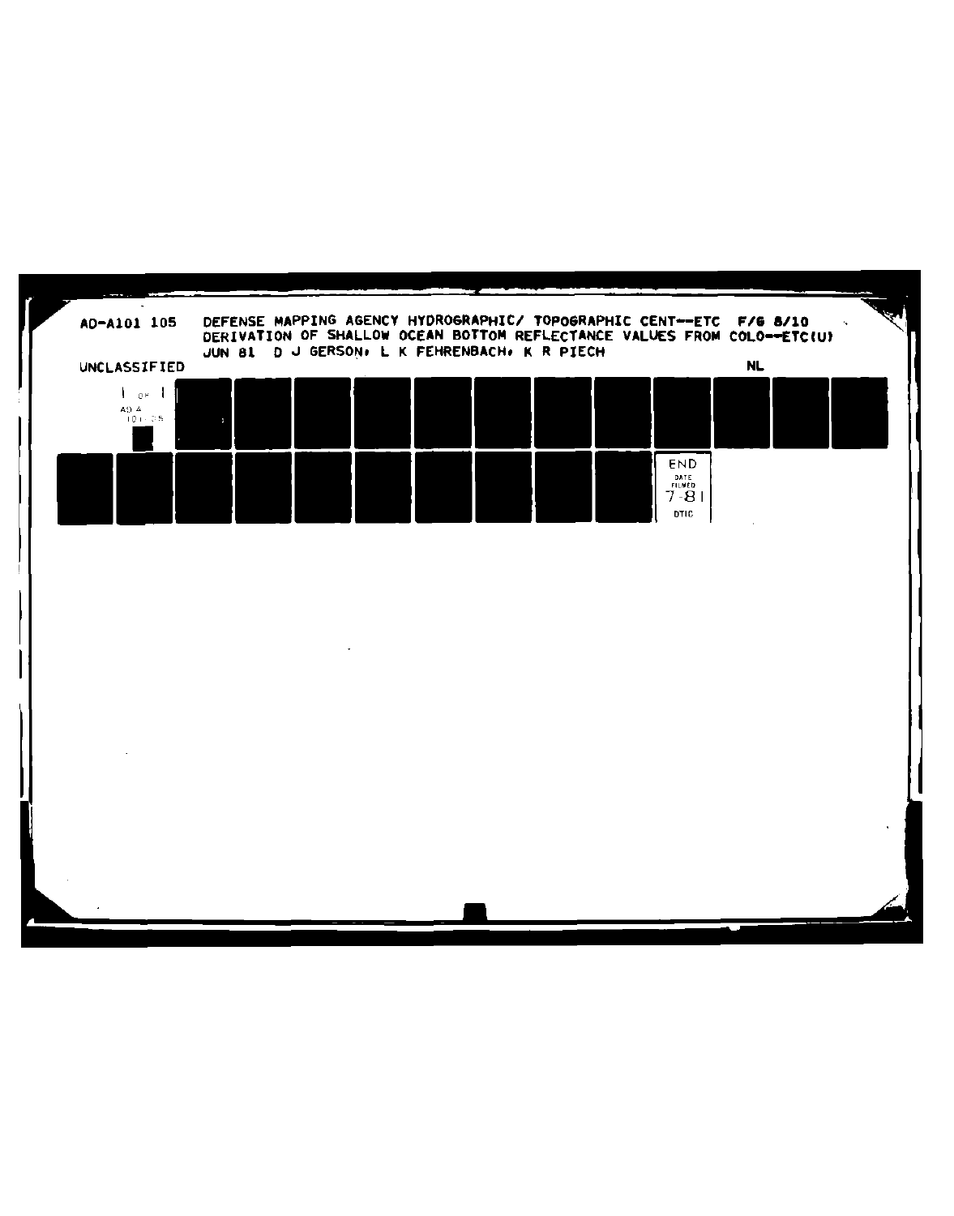AD-A101 105 DEFENSE MAPPING AGENCY HYDROGRAPHIC/ TOPOGRAPHIC CENT--ETC F/G 8/10
DERIVATION OF SHALLOW OCEAN BOTTOM REFLECTANCE VALUES FROM COLO--ETC(U)
JUN 81 D J GERSON, L K FEHRENBACH, K R PIECH

UNCLASSIFIED NL

1 OF 1
AD A
101105

END
DATE
FILMED
7-81
DTIC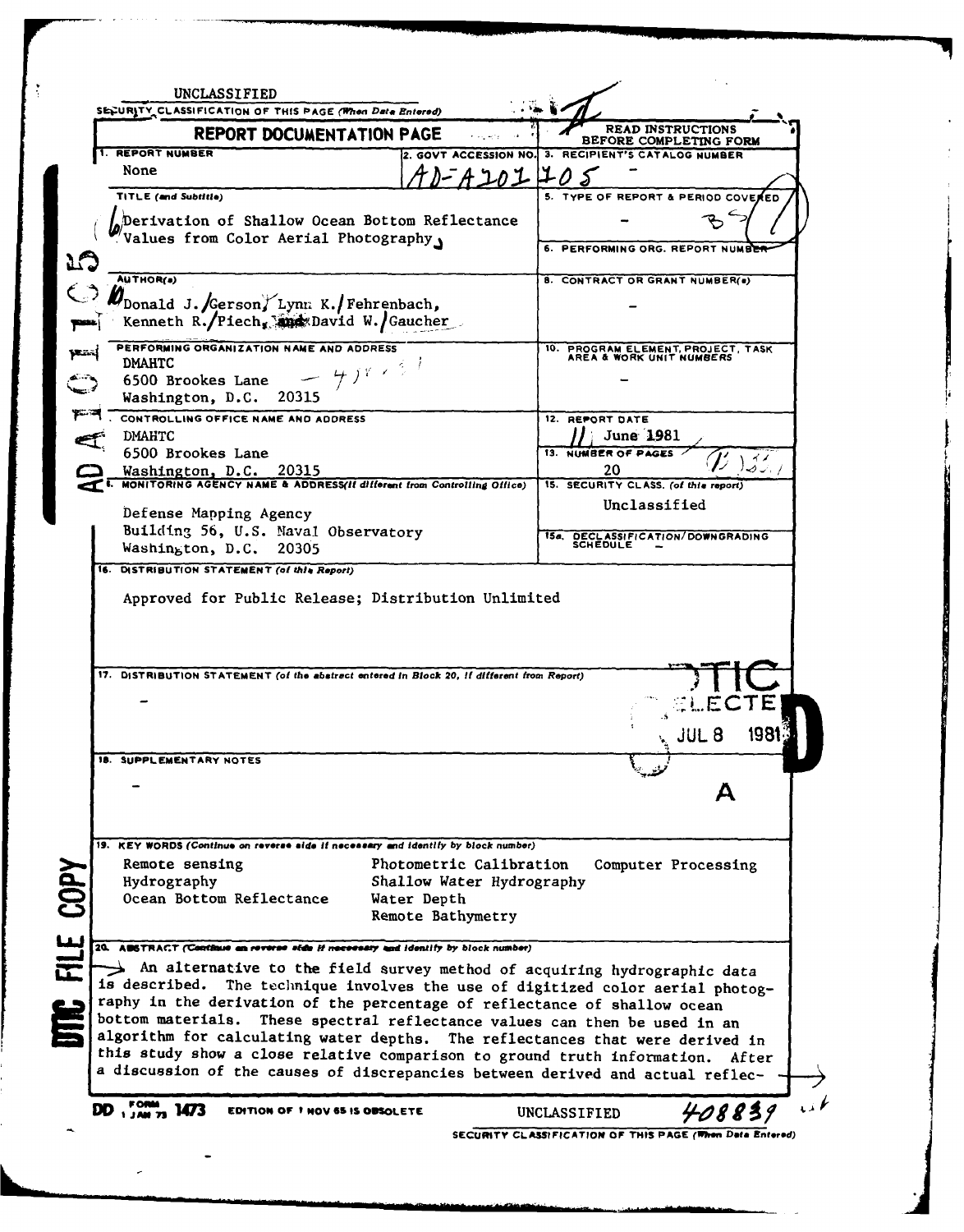UNCLASSIFIED

SECURITY CLASSIFICATION OF THIS PAGE (When Data Entered)

# REPORT DOCUMENTATION PAGE

READ INSTRUCTIONS BEFORE COMPLETING FORM

| Field | Content |
|---|---|
| 1. REPORT NUMBER | None |
| 2. GOVT ACCESSION NO. | AD-A101 105 |
| 3. RECIPIENT'S CATALOG NUMBER | |
| 4. TITLE (and Subtitle) | Derivation of Shallow Ocean Bottom Reflectance Values from Color Aerial Photography |
| 5. TYPE OF REPORT & PERIOD COVERED | - |
| 6. PERFORMING ORG. REPORT NUMBER | |
| 7. AUTHOR(s) | Donald J. Gerson, Lynn K. Fehrenbach, Kenneth R. Piech, and David W. Gaucher |
| 8. CONTRACT OR GRANT NUMBER(s) | - |
| 9. PERFORMING ORGANIZATION NAME AND ADDRESS | DMAHTC, 6500 Brookes Lane, Washington, D.C. 20315 |
| 10. PROGRAM ELEMENT, PROJECT, TASK AREA & WORK UNIT NUMBERS | - |
| 11. CONTROLLING OFFICE NAME AND ADDRESS | DMAHTC, 6500 Brookes Lane, Washington, D.C. 20315 |
| 12. REPORT DATE | 11 June 1981 |
| 13. NUMBER OF PAGES | 20 |
| 14. MONITORING AGENCY NAME & ADDRESS (if different from Controlling Office) | Defense Mapping Agency, Building 56, U.S. Naval Observatory, Washington, D.C. 20305 |
| 15. SECURITY CLASS. (of this report) | Unclassified |
| 15a. DECLASSIFICATION/DOWNGRADING SCHEDULE | - |

**16. DISTRIBUTION STATEMENT (of this Report)**

Approved for Public Release; Distribution Unlimited

**17. DISTRIBUTION STATEMENT (of the abstract entered in Block 20, if different from Report)**

-

DTIC ELECTE JUL 8 1981 D

A

**18. SUPPLEMENTARY NOTES**

-

**19. KEY WORDS (Continue on reverse side if necessary and identify by block number)**

Remote sensing, Hydrography, Ocean Bottom Reflectance, Photometric Calibration, Shallow Water Hydrography, Water Depth, Remote Bathymetry, Computer Processing

**20. ABSTRACT (Continue on reverse side if necessary and identify by block number)**

An alternative to the field survey method of acquiring hydrographic data is described. The technique involves the use of digitized color aerial photography in the derivation of the percentage of reflectance of shallow ocean bottom materials. These spectral reflectance values can then be used in an algorithm for calculating water depths. The reflectances that were derived in this study show a close relative comparison to ground truth information. After a discussion of the causes of discrepancies between derived and actual reflec- →

DD FORM 1 JAN 73 1473 EDITION OF 1 NOV 65 IS OBSOLETE

UNCLASSIFIED

408839

SECURITY CLASSIFICATION OF THIS PAGE (When Data Entered)

DTIC FILE COPY

AD A101105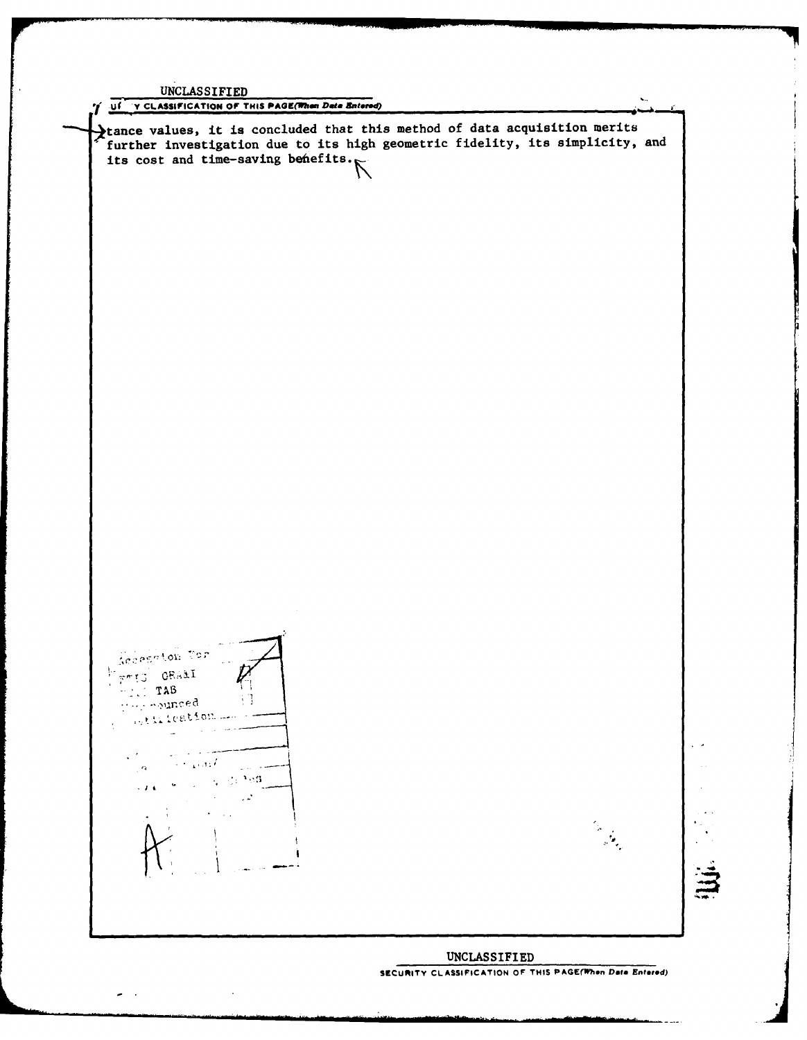tance values, it is concluded that this method of data acquisition merits further investigation due to its high geometric fidelity, its simplicity, and its cost and time-saving benefits.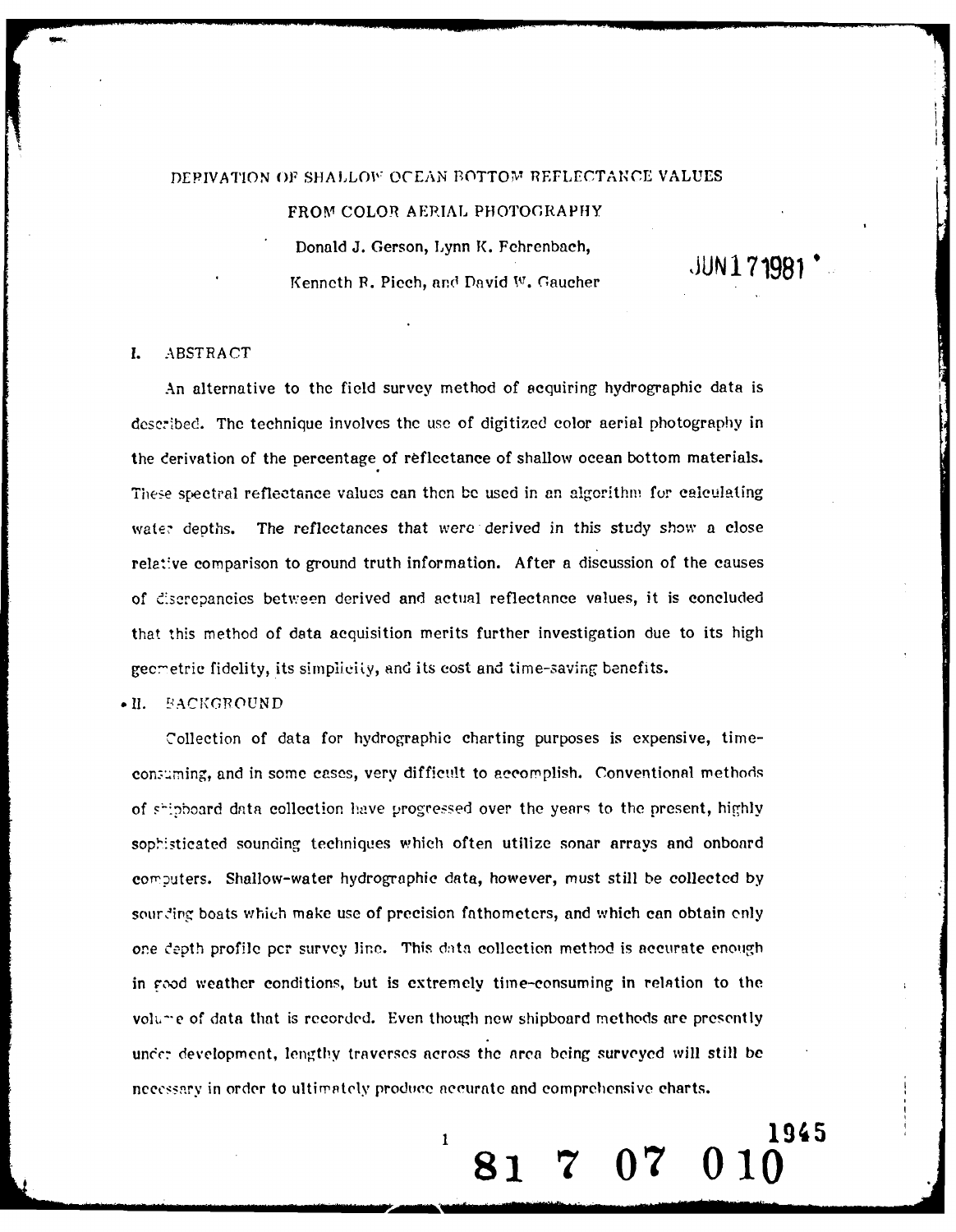# DERIVATION OF SHALLOW OCEAN BOTTOM REFLECTANCE VALUES FROM COLOR AERIAL PHOTOGRAPHY

Donald J. Gerson, Lynn K. Fehrenbach, Kenneth R. Piech, and David W. Gaucher

JUN 17 1981

## I. ABSTRACT

An alternative to the field survey method of acquiring hydrographic data is described. The technique involves the use of digitized color aerial photography in the derivation of the percentage of reflectance of shallow ocean bottom materials. These spectral reflectance values can then be used in an algorithm for calculating water depths. The reflectances that were derived in this study show a close relative comparison to ground truth information. After a discussion of the causes of discrepancies between derived and actual reflectance values, it is concluded that this method of data acquisition merits further investigation due to its high geometric fidelity, its simplicity, and its cost and time-saving benefits.

## II. BACKGROUND

Collection of data for hydrographic charting purposes is expensive, time-consuming, and in some cases, very difficult to accomplish. Conventional methods of shipboard data collection have progressed over the years to the present, highly sophisticated sounding techniques which often utilize sonar arrays and onboard computers. Shallow-water hydrographic data, however, must still be collected by sounding boats which make use of precision fathometers, and which can obtain only one depth profile per survey line. This data collection method is accurate enough in good weather conditions, but is extremely time-consuming in relation to the volume of data that is recorded. Even though new shipboard methods are presently under development, lengthy traverses across the area being surveyed will still be necessary in order to ultimately produce accurate and comprehensive charts.

1945

81 7 07 010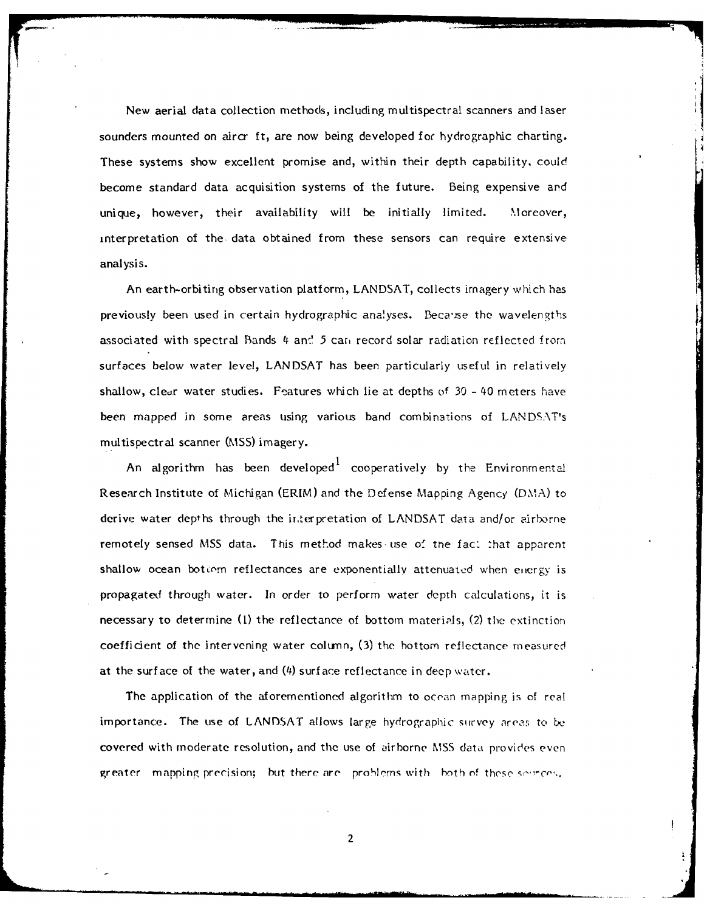New aerial data collection methods, including multispectral scanners and laser sounders mounted on aircr ft, are now being developed for hydrographic charting. These systems show excellent promise and, within their depth capability, could become standard data acquisition systems of the future. Being expensive and unique, however, their availability will be initially limited. Moreover, interpretation of the data obtained from these sensors can require extensive analysis.

An earth-orbiting observation platform, LANDSAT, collects imagery which has previously been used in certain hydrographic analyses. Because the wavelengths associated with spectral Bands 4 and 5 can record solar radiation reflected from surfaces below water level, LANDSAT has been particularly useful in relatively shallow, clear water studies. Features which lie at depths of 30 - 40 meters have been mapped in some areas using various band combinations of LANDSAT's multispectral scanner (MSS) imagery.

An algorithm has been developed[1] cooperatively by the Environmental Research Institute of Michigan (ERIM) and the Defense Mapping Agency (DMA) to derive water depths through the interpretation of LANDSAT data and/or airborne remotely sensed MSS data. This method makes use of the fact that apparent shallow ocean bottom reflectances are exponentially attenuated when energy is propagated through water. In order to perform water depth calculations, it is necessary to determine (1) the reflectance of bottom materials, (2) the extinction coefficient of the intervening water column, (3) the bottom reflectance measured at the surface of the water, and (4) surface reflectance in deep water.

The application of the aforementioned algorithm to ocean mapping is of real importance. The use of LANDSAT allows large hydrographic survey areas to be covered with moderate resolution, and the use of airborne MSS data provides even greater mapping precision; but there are problems with both of these sources.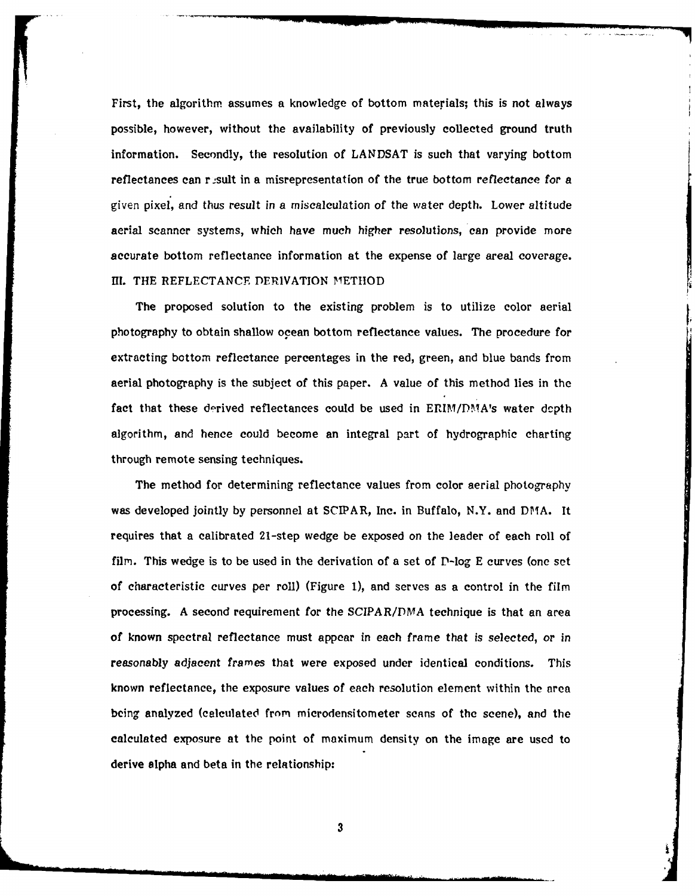First, the algorithm assumes a knowledge of bottom materials; this is not always possible, however, without the availability of previously collected ground truth information. Secondly, the resolution of LANDSAT is such that varying bottom reflectances can result in a misrepresentation of the true bottom reflectance for a given pixel, and thus result in a miscalculation of the water depth. Lower altitude aerial scanner systems, which have much higher resolutions, can provide more accurate bottom reflectance information at the expense of large areal coverage.

## III. THE REFLECTANCE DERIVATION METHOD

The proposed solution to the existing problem is to utilize color aerial photography to obtain shallow ocean bottom reflectance values. The procedure for extracting bottom reflectance percentages in the red, green, and blue bands from aerial photography is the subject of this paper. A value of this method lies in the fact that these derived reflectances could be used in ERIM/DMA's water depth algorithm, and hence could become an integral part of hydrographic charting through remote sensing techniques.

The method for determining reflectance values from color aerial photography was developed jointly by personnel at SCIPAR, Inc. in Buffalo, N.Y. and DMA. It requires that a calibrated 21-step wedge be exposed on the leader of each roll of film. This wedge is to be used in the derivation of a set of D-log E curves (one set of characteristic curves per roll) (Figure 1), and serves as a control in the film processing. A second requirement for the SCIPAR/DMA technique is that an area of known spectral reflectance must appear in each frame that is selected, or in reasonably adjacent frames that were exposed under identical conditions. This known reflectance, the exposure values of each resolution element within the area being analyzed (calculated from microdensitometer scans of the scene), and the calculated exposure at the point of maximum density on the image are used to derive alpha and beta in the relationship: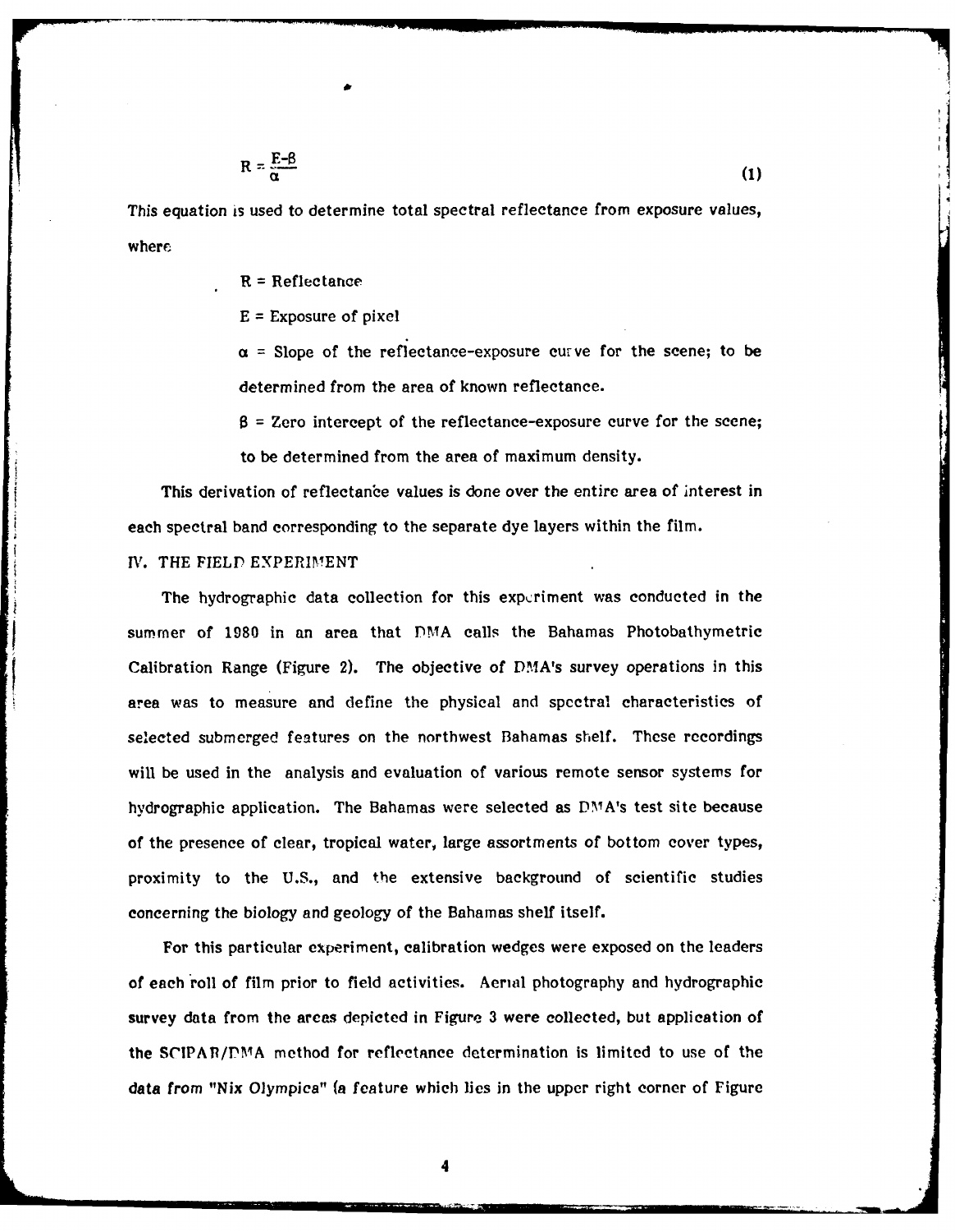$$R = \frac{E-\beta}{\alpha} \qquad (1)$$

This equation is used to determine total spectral reflectance from exposure values, where

- $R$ = Reflectance
- $E$ = Exposure of pixel
- $\alpha$ = Slope of the reflectance-exposure curve for the scene; to be determined from the area of known reflectance.
- $\beta$ = Zero intercept of the reflectance-exposure curve for the scene; to be determined from the area of maximum density.

This derivation of reflectance values is done over the entire area of interest in each spectral band corresponding to the separate dye layers within the film.

## IV. THE FIELD EXPERIMENT

The hydrographic data collection for this experiment was conducted in the summer of 1980 in an area that DMA calls the Bahamas Photobathymetric Calibration Range (Figure 2). The objective of DMA's survey operations in this area was to measure and define the physical and spectral characteristics of selected submerged features on the northwest Bahamas shelf. These recordings will be used in the analysis and evaluation of various remote sensor systems for hydrographic application. The Bahamas were selected as DMA's test site because of the presence of clear, tropical water, large assortments of bottom cover types, proximity to the U.S., and the extensive background of scientific studies concerning the biology and geology of the Bahamas shelf itself.

For this particular experiment, calibration wedges were exposed on the leaders of each roll of film prior to field activities. Aerial photography and hydrographic survey data from the areas depicted in Figure 3 were collected, but application of the SCIPAR/DMA method for reflectance determination is limited to use of the data from "Nix Olympica" (a feature which lies in the upper right corner of Figure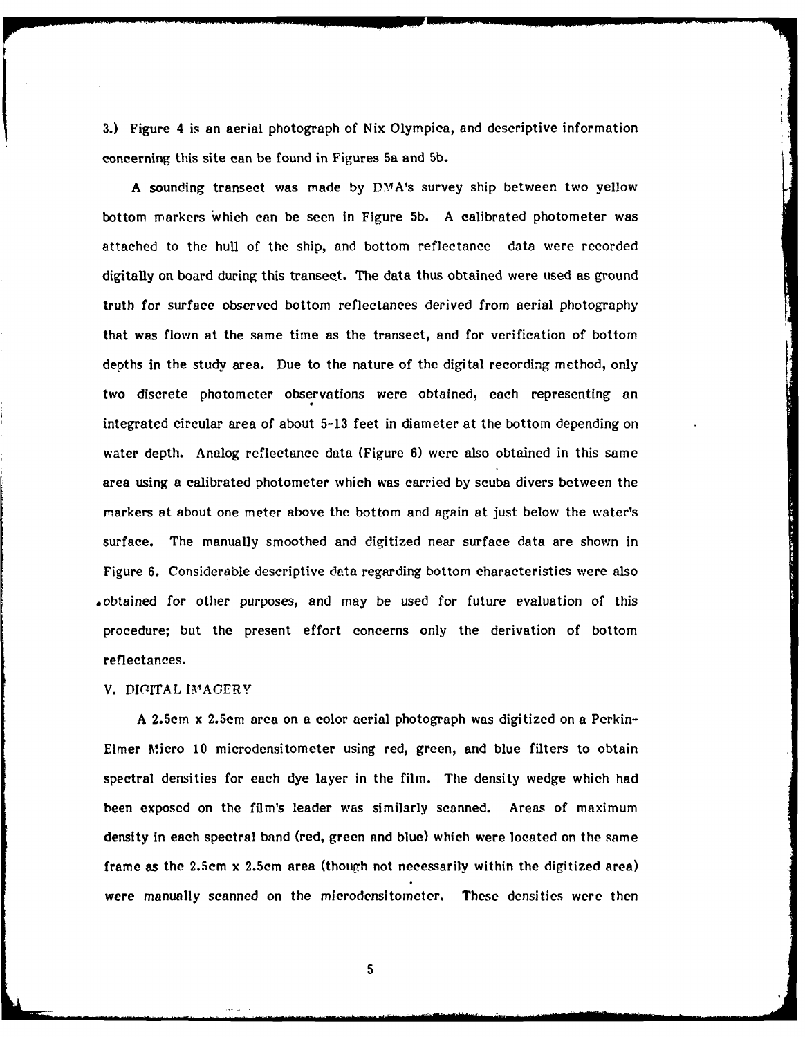3.) Figure 4 is an aerial photograph of Nix Olympica, and descriptive information concerning this site can be found in Figures 5a and 5b.

A sounding transect was made by DMA's survey ship between two yellow bottom markers which can be seen in Figure 5b. A calibrated photometer was attached to the hull of the ship, and bottom reflectance data were recorded digitally on board during this transect. The data thus obtained were used as ground truth for surface observed bottom reflectances derived from aerial photography that was flown at the same time as the transect, and for verification of bottom depths in the study area. Due to the nature of the digital recording method, only two discrete photometer observations were obtained, each representing an integrated circular area of about 5-13 feet in diameter at the bottom depending on water depth. Analog reflectance data (Figure 6) were also obtained in this same area using a calibrated photometer which was carried by scuba divers between the markers at about one meter above the bottom and again at just below the water's surface. The manually smoothed and digitized near surface data are shown in Figure 6. Considerable descriptive data regarding bottom characteristics were also obtained for other purposes, and may be used for future evaluation of this procedure; but the present effort concerns only the derivation of bottom reflectances.

## V. DIGITAL IMAGERY

A 2.5cm x 2.5cm area on a color aerial photograph was digitized on a Perkin-Elmer Micro 10 microdensitometer using red, green, and blue filters to obtain spectral densities for each dye layer in the film. The density wedge which had been exposed on the film's leader was similarly scanned. Areas of maximum density in each spectral band (red, green and blue) which were located on the same frame as the 2.5cm x 2.5cm area (though not necessarily within the digitized area) were manually scanned on the microdensitometer. These densities were then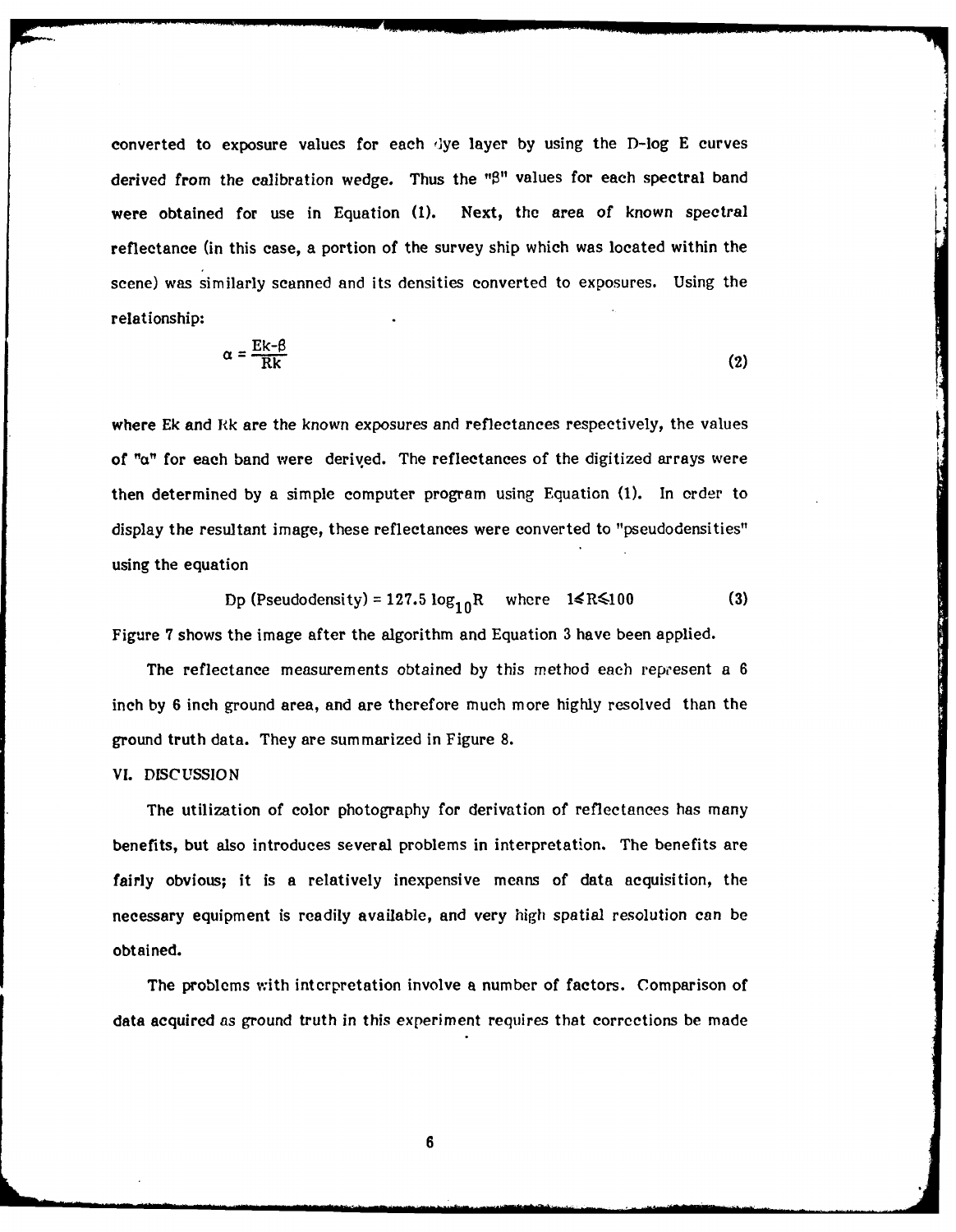converted to exposure values for each dye layer by using the D-log E curves derived from the calibration wedge. Thus the "$\beta$" values for each spectral band were obtained for use in Equation (1). Next, the area of known spectral reflectance (in this case, a portion of the survey ship which was located within the scene) was similarly scanned and its densities converted to exposures. Using the relationship:

$$\alpha = \frac{Ek-\beta}{Rk} \tag{2}$$

where Ek and Rk are the known exposures and reflectances respectively, the values of "$\alpha$" for each band were derived. The reflectances of the digitized arrays were then determined by a simple computer program using Equation (1). In order to display the resultant image, these reflectances were converted to "pseudodensities" using the equation

$$\text{Dp (Pseudodensity)} = 127.5 \log_{10} R \quad \text{where} \quad 1 \leq R \leq 100 \tag{3}$$

Figure 7 shows the image after the algorithm and Equation 3 have been applied.

The reflectance measurements obtained by this method each represent a 6 inch by 6 inch ground area, and are therefore much more highly resolved than the ground truth data. They are summarized in Figure 8.

## VI. DISCUSSION

The utilization of color photography for derivation of reflectances has many benefits, but also introduces several problems in interpretation. The benefits are fairly obvious; it is a relatively inexpensive means of data acquisition, the necessary equipment is readily available, and very high spatial resolution can be obtained.

The problems with interpretation involve a number of factors. Comparison of data acquired as ground truth in this experiment requires that corrections be made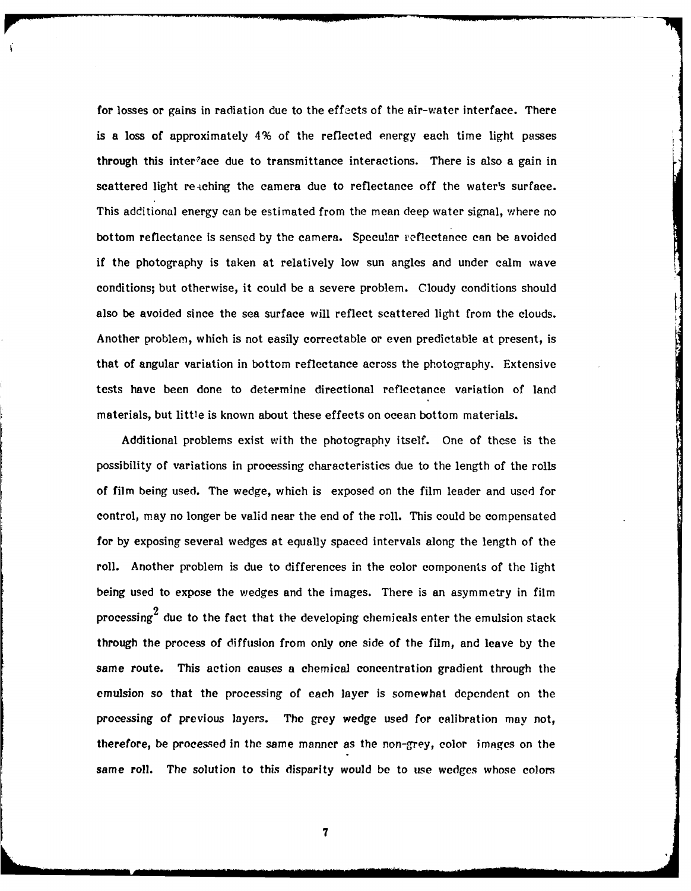for losses or gains in radiation due to the effects of the air-water interface. There is a loss of approximately 4% of the reflected energy each time light passes through this interface due to transmittance interactions. There is also a gain in scattered light reaching the camera due to reflectance off the water's surface. This additional energy can be estimated from the mean deep water signal, where no bottom reflectance is sensed by the camera. Specular reflectance can be avoided if the photography is taken at relatively low sun angles and under calm wave conditions; but otherwise, it could be a severe problem. Cloudy conditions should also be avoided since the sea surface will reflect scattered light from the clouds. Another problem, which is not easily correctable or even predictable at present, is that of angular variation in bottom reflectance across the photography. Extensive tests have been done to determine directional reflectance variation of land materials, but little is known about these effects on ocean bottom materials.

Additional problems exist with the photography itself. One of these is the possibility of variations in processing characteristics due to the length of the rolls of film being used. The wedge, which is exposed on the film leader and used for control, may no longer be valid near the end of the roll. This could be compensated for by exposing several wedges at equally spaced intervals along the length of the roll. Another problem is due to differences in the color components of the light being used to expose the wedges and the images. There is an asymmetry in film processing[2] due to the fact that the developing chemicals enter the emulsion stack through the process of diffusion from only one side of the film, and leave by the same route. This action causes a chemical concentration gradient through the emulsion so that the processing of each layer is somewhat dependent on the processing of previous layers. The grey wedge used for calibration may not, therefore, be processed in the same manner as the non-grey, color images on the same roll. The solution to this disparity would be to use wedges whose colors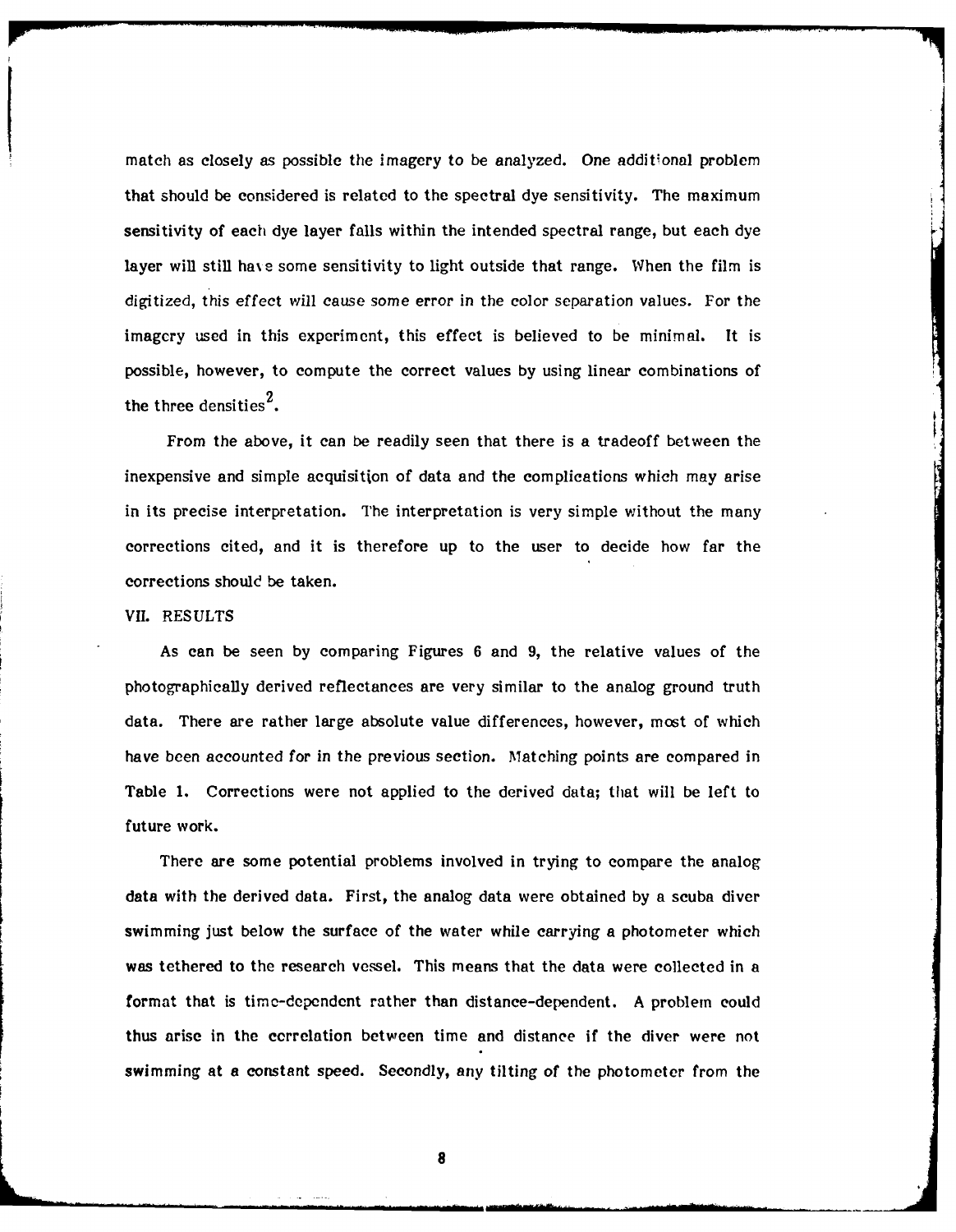match as closely as possible the imagery to be analyzed. One additional problem that should be considered is related to the spectral dye sensitivity. The maximum sensitivity of each dye layer falls within the intended spectral range, but each dye layer will still have some sensitivity to light outside that range. When the film is digitized, this effect will cause some error in the color separation values. For the imagery used in this experiment, this effect is believed to be minimal. It is possible, however, to compute the correct values by using linear combinations of the three densities[2].

From the above, it can be readily seen that there is a tradeoff between the inexpensive and simple acquisition of data and the complications which may arise in its precise interpretation. The interpretation is very simple without the many corrections cited, and it is therefore up to the user to decide how far the corrections should be taken.

## VII. RESULTS

As can be seen by comparing Figures 6 and 9, the relative values of the photographically derived reflectances are very similar to the analog ground truth data. There are rather large absolute value differences, however, most of which have been accounted for in the previous section. Matching points are compared in Table 1. Corrections were not applied to the derived data; that will be left to future work.

There are some potential problems involved in trying to compare the analog data with the derived data. First, the analog data were obtained by a scuba diver swimming just below the surface of the water while carrying a photometer which was tethered to the research vessel. This means that the data were collected in a format that is time-dependent rather than distance-dependent. A problem could thus arise in the correlation between time and distance if the diver were not swimming at a constant speed. Secondly, any tilting of the photometer from the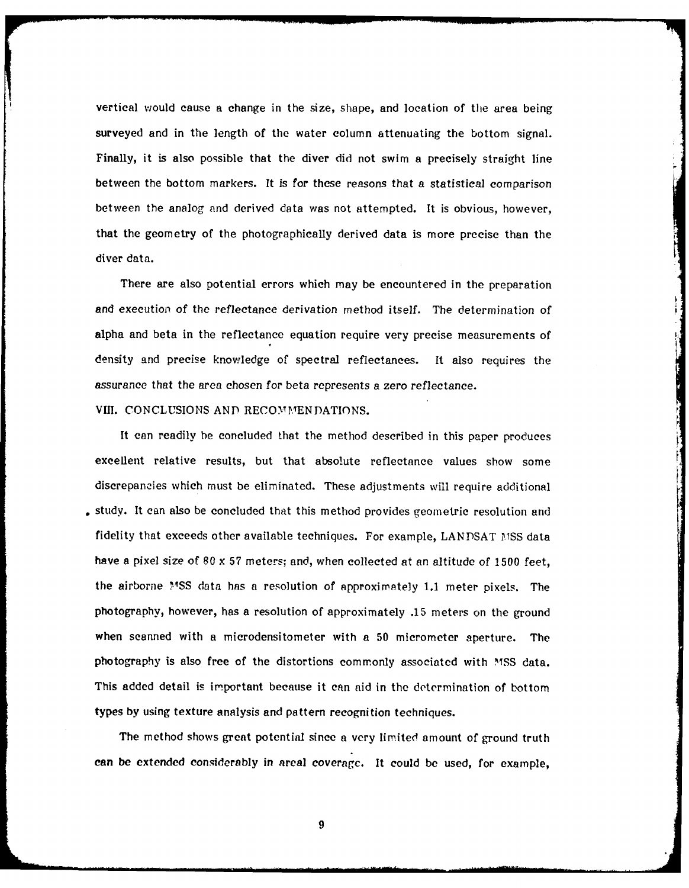vertical would cause a change in the size, shape, and location of the area being surveyed and in the length of the water column attenuating the bottom signal. Finally, it is also possible that the diver did not swim a precisely straight line between the bottom markers. It is for these reasons that a statistical comparison between the analog and derived data was not attempted. It is obvious, however, that the geometry of the photographically derived data is more precise than the diver data.

There are also potential errors which may be encountered in the preparation and execution of the reflectance derivation method itself. The determination of alpha and beta in the reflectance equation require very precise measurements of density and precise knowledge of spectral reflectances. It also requires the assurance that the area chosen for beta represents a zero reflectance.

## VIII. CONCLUSIONS AND RECOMMENDATIONS.

It can readily be concluded that the method described in this paper produces excellent relative results, but that absolute reflectance values show some discrepancies which must be eliminated. These adjustments will require additional study. It can also be concluded that this method provides geometric resolution and fidelity that exceeds other available techniques. For example, LANDSAT MSS data have a pixel size of 80 x 57 meters; and, when collected at an altitude of 1500 feet, the airborne MSS data has a resolution of approximately 1.1 meter pixels. The photography, however, has a resolution of approximately .15 meters on the ground when scanned with a microdensitometer with a 50 micrometer aperture. The photography is also free of the distortions commonly associated with MSS data. This added detail is important because it can aid in the determination of bottom types by using texture analysis and pattern recognition techniques.

The method shows great potential since a very limited amount of ground truth can be extended considerably in areal coverage. It could be used, for example,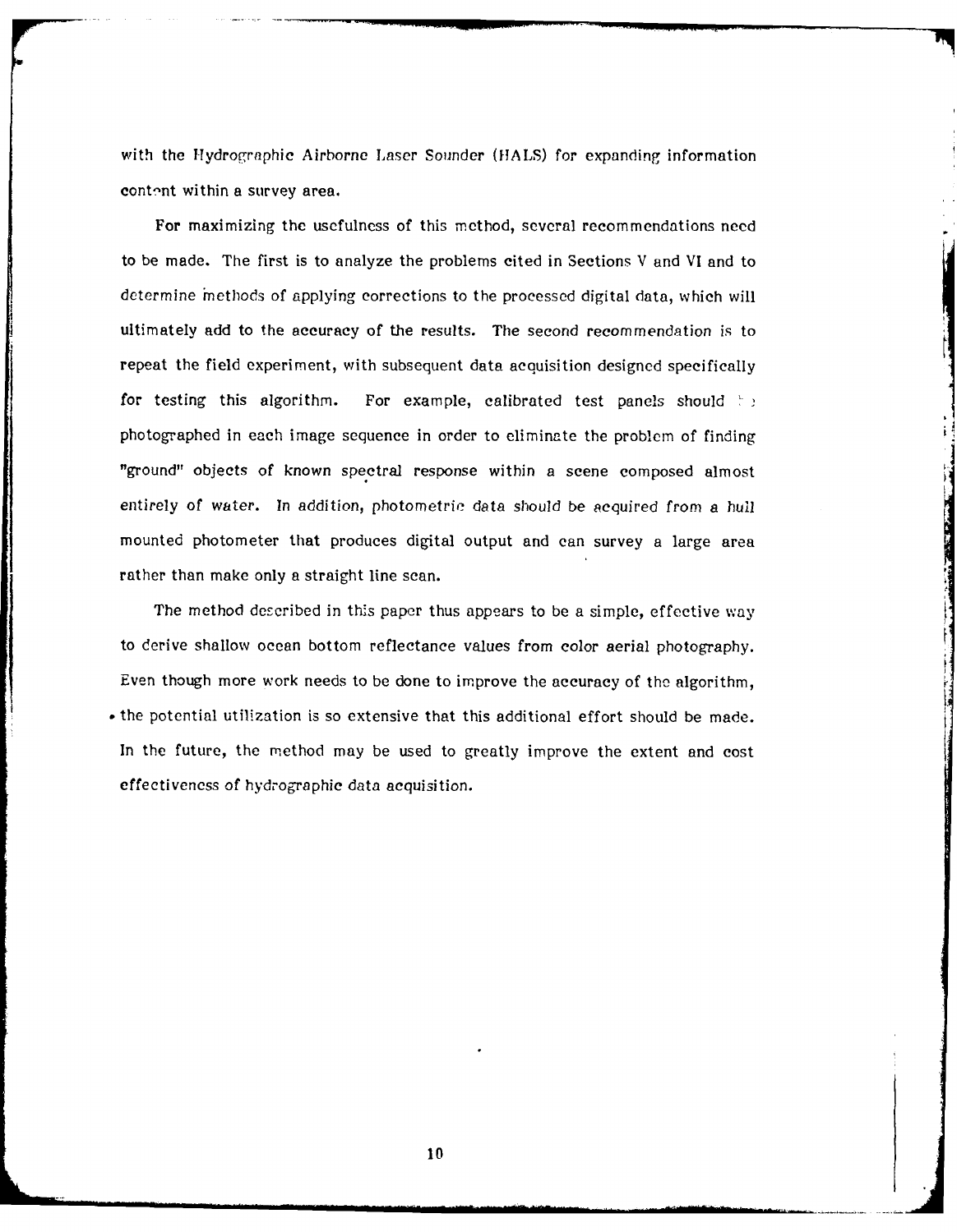with the Hydrographic Airborne Laser Sounder (HALS) for expanding information content within a survey area.

For maximizing the usefulness of this method, several recommendations need to be made. The first is to analyze the problems cited in Sections V and VI and to determine methods of applying corrections to the processed digital data, which will ultimately add to the accuracy of the results. The second recommendation is to repeat the field experiment, with subsequent data acquisition designed specifically for testing this algorithm. For example, calibrated test panels should be photographed in each image sequence in order to eliminate the problem of finding "ground" objects of known spectral response within a scene composed almost entirely of water. In addition, photometric data should be acquired from a hull mounted photometer that produces digital output and can survey a large area rather than make only a straight line scan.

The method described in this paper thus appears to be a simple, effective way to derive shallow ocean bottom reflectance values from color aerial photography. Even though more work needs to be done to improve the accuracy of the algorithm, the potential utilization is so extensive that this additional effort should be made. In the future, the method may be used to greatly improve the extent and cost effectiveness of hydrographic data acquisition.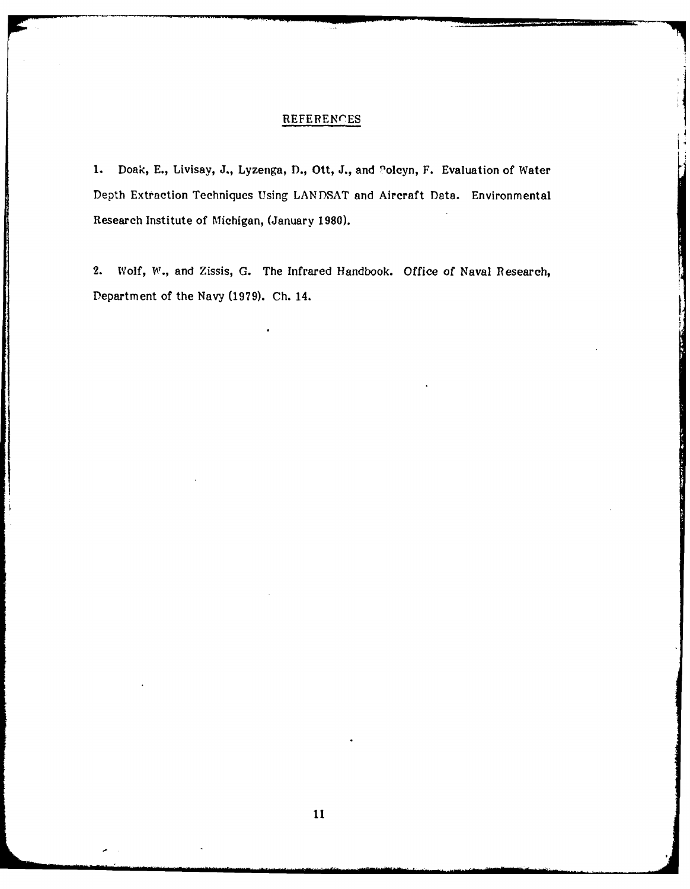# REFERENCES

1. Doak, E., Livisay, J., Lyzenga, D., Ott, J., and Polcyn, F. Evaluation of Water Depth Extraction Techniques Using LANDSAT and Aircraft Data. Environmental Research Institute of Michigan, (January 1980).

2. Wolf, W., and Zissis, G. The Infrared Handbook. Office of Naval Research, Department of the Navy (1979). Ch. 14.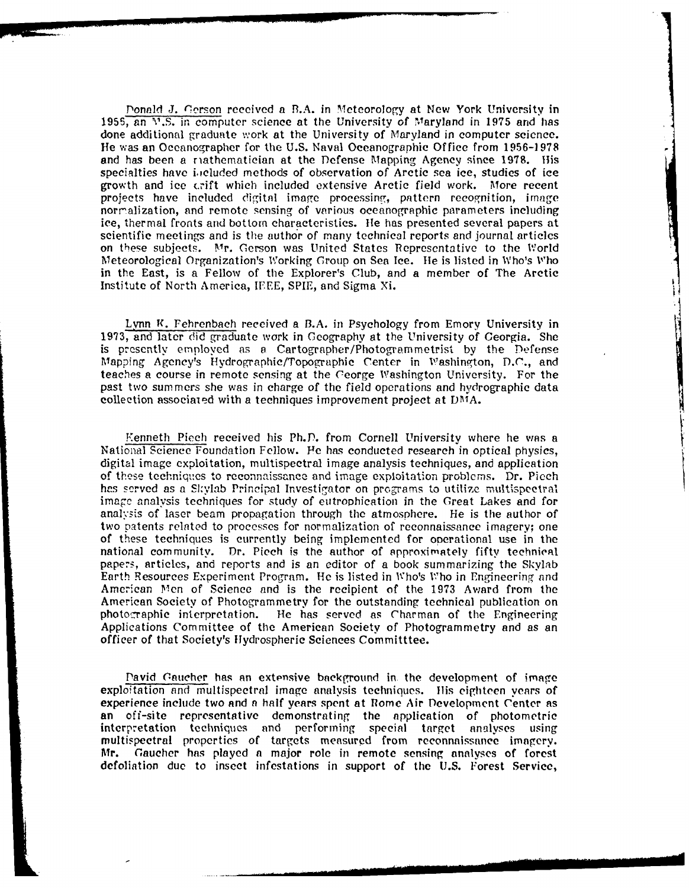Donald J. Gerson received a B.A. in Meteorology at New York University in 1955, an M.S. in computer science at the University of Maryland in 1975 and has done additional graduate work at the University of Maryland in computer science. He was an Oceanographer for the U.S. Naval Oceanographic Office from 1956-1978 and has been a mathematician at the Defense Mapping Agency since 1978. His specialties have included methods of observation of Arctic sea ice, studies of ice growth and ice drift which included extensive Arctic field work. More recent projects have included digital image processing, pattern recognition, image normalization, and remote sensing of various oceanographic parameters including ice, thermal fronts and bottom characteristics. He has presented several papers at scientific meetings and is the author of many technical reports and journal articles on these subjects. Mr. Gerson was United States Representative to the World Meteorological Organization's Working Group on Sea Ice. He is listed in Who's Who in the East, is a Fellow of the Explorer's Club, and a member of The Arctic Institute of North America, IEEE, SPIE, and Sigma Xi.

Lynn K. Fehrenbach received a B.A. in Psychology from Emory University in 1973, and later did graduate work in Geography at the University of Georgia. She is presently employed as a Cartographer/Photogrammetrist by the Defense Mapping Agency's Hydrographic/Topographic Center in Washington, D.C., and teaches a course in remote sensing at the George Washington University. For the past two summers she was in charge of the field operations and hydrographic data collection associated with a techniques improvement project at DMA.

Kenneth Piech received his Ph.D. from Cornell University where he was a National Science Foundation Fellow. He has conducted research in optical physics, digital image exploitation, multispectral image analysis techniques, and application of these techniques to reconnaissance and image exploitation problems. Dr. Piech has served as a Skylab Principal Investigator on programs to utilize multispectral image analysis techniques for study of eutrophication in the Great Lakes and for analysis of laser beam propagation through the atmosphere. He is the author of two patents related to processes for normalization of reconnaissance imagery; one of these techniques is currently being implemented for operational use in the national community. Dr. Piech is the author of approximately fifty technical papers, articles, and reports and is an editor of a book summarizing the Skylab Earth Resources Experiment Program. He is listed in Who's Who in Engineering and American Men of Science and is the recipient of the 1973 Award from the American Society of Photogrammetry for the outstanding technical publication on photographic interpretation. He has served as Charman of the Engineering Applications Committee of the American Society of Photogrammetry and as an officer of that Society's Hydrospheric Sciences Committtee.

David Gaucher has an extensive background in the development of image exploitation and multispectral image analysis techniques. His eighteen years of experience include two and a half years spent at Rome Air Development Center as an off-site representative demonstrating the application of photometric interpretation techniques and performing special target analyses using multispectral properties of targets measured from reconnaissance imagery. Mr. Gaucher has played a major role in remote sensing analyses of forest defoliation due to insect infestations in support of the U.S. Forest Service,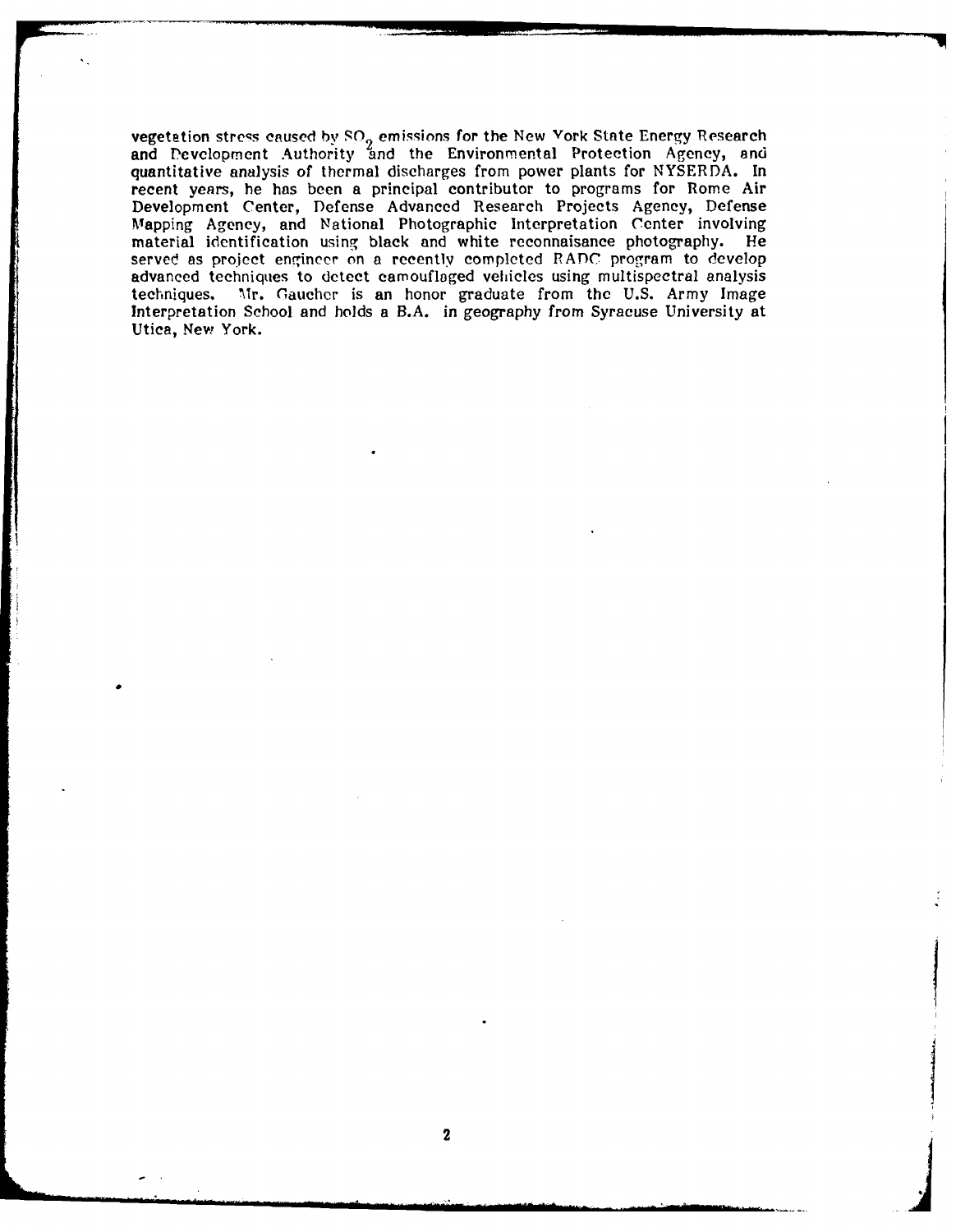vegetation stress caused by $SO_2$ emissions for the New York State Energy Research and Development Authority and the Environmental Protection Agency, and quantitative analysis of thermal discharges from power plants for NYSERDA. In recent years, he has been a principal contributor to programs for Rome Air Development Center, Defense Advanced Research Projects Agency, Defense Mapping Agency, and National Photographic Interpretation Center involving material identification using black and white reconnaisance photography. He served as project engineer on a recently completed RADC program to develop advanced techniques to detect camouflaged vehicles using multispectral analysis techniques. Mr. Gaucher is an honor graduate from the U.S. Army Image Interpretation School and holds a B.A. in geography from Syracuse University at Utica, New York.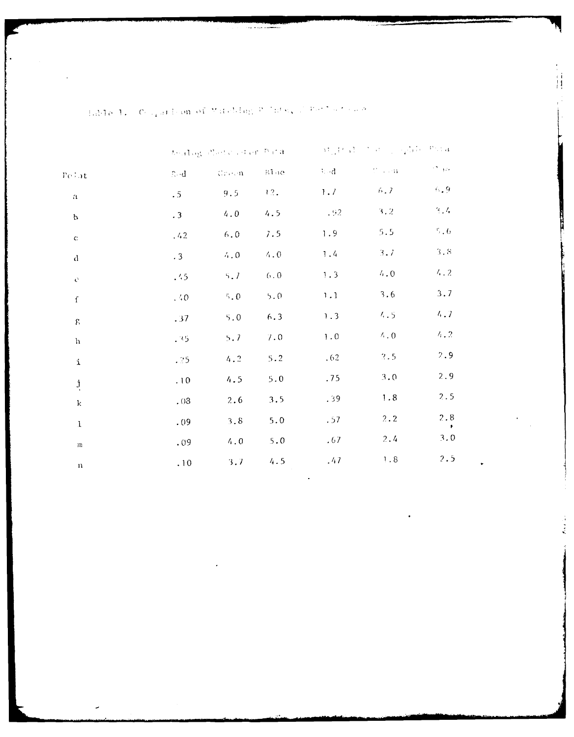Table 1. Comparison of Matching Photometer Data

| Point | Analog Photometer Data | | | Digital Photographic Data | | |
|---|---|---|---|---|---|---|
| | Red | Green | Blue | Red | Green | Blue |
| a | .5 | 9.5 | 12. | 1.7 | 6.7 | 6.9 |
| b | .3 | 4.0 | 4.5 | .92 | 3.2 | 3.4 |
| c | .42 | 6.0 | 7.5 | 1.9 | 5.5 | 5.6 |
| d | .3 | 4.0 | 4.0 | 1.4 | 3.7 | 3.8 |
| e | .45 | 5.7 | 6.0 | 1.3 | 4.0 | 4.2 |
| f | .40 | 5.0 | 5.0 | 1.1 | 3.6 | 3.7 |
| g | .37 | 5.0 | 6.3 | 1.3 | 4.5 | 4.7 |
| h | .35 | 5.7 | 7.0 | 1.0 | 4.0 | 4.2 |
| i | .25 | 4.2 | 5.2 | .62 | 2.5 | 2.9 |
| j | .10 | 4.5 | 5.0 | .75 | 3.0 | 2.9 |
| k | .08 | 2.6 | 3.5 | .39 | 1.8 | 2.5 |
| l | .09 | 3.8 | 5.0 | .57 | 2.2 | 2.8 |
| m | .09 | 4.0 | 5.0 | .67 | 2.4 | 3.0 |
| n | .10 | 3.7 | 4.5 | .47 | 1.8 | 2.5 |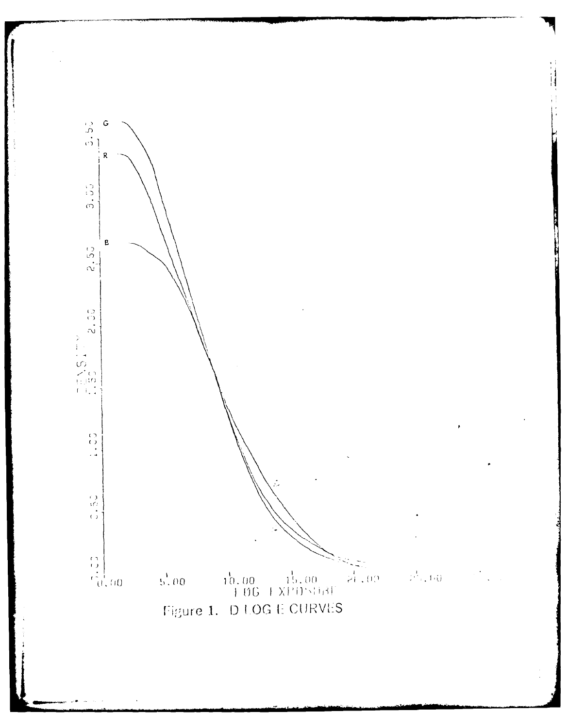Figure 1. D LOG E CURVES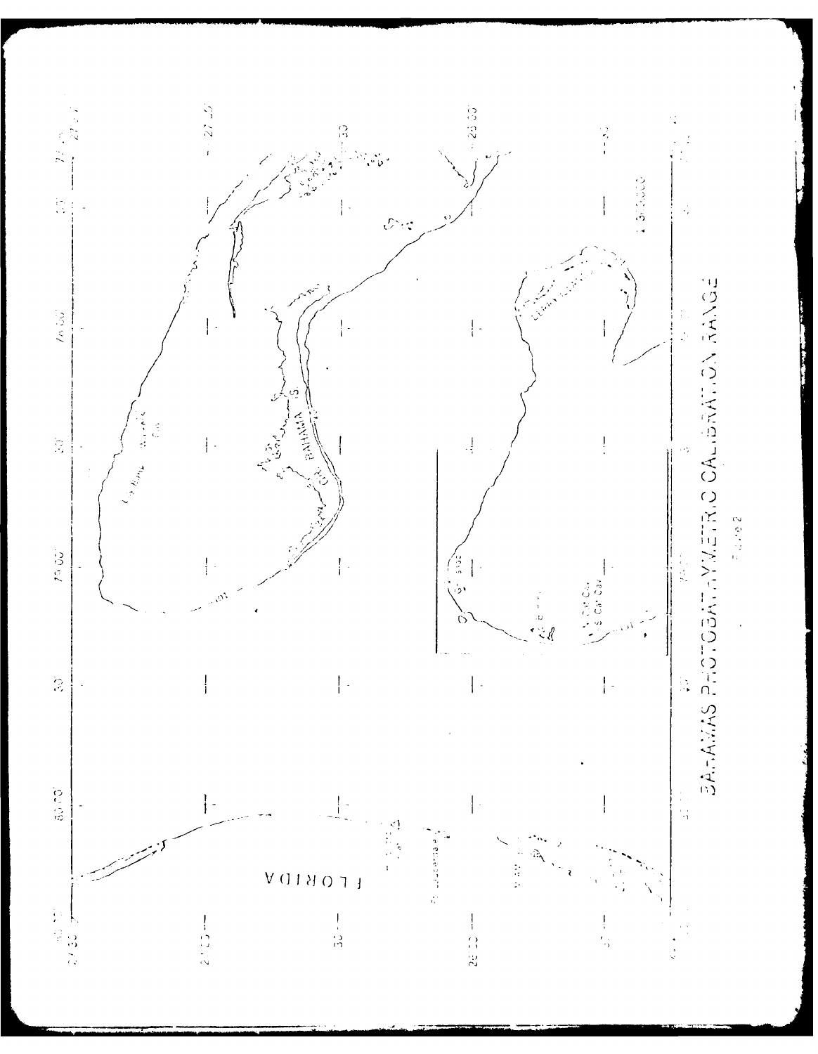BAHAMAS PHOTOBATHYMETRIC CALIBRATION RANGE

Figure 2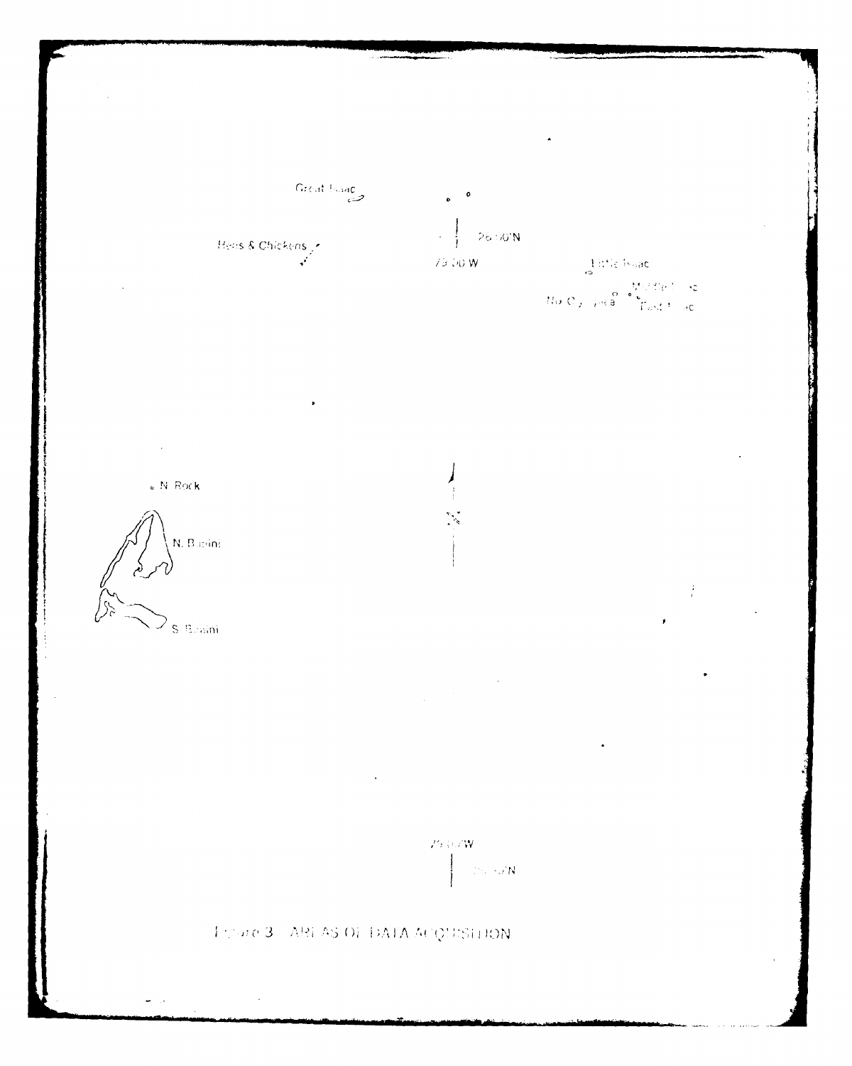Great Isaac

Hens & Chickens

26°00'N

79°00'W

Little Isaac

Middle Isaac

No Cay Name

East Isaac

N. Rock

N. Bimini

S. Bimini

N

79°00'W

25°40'N

Figure 3. AREAS OF DATA ACQUISITION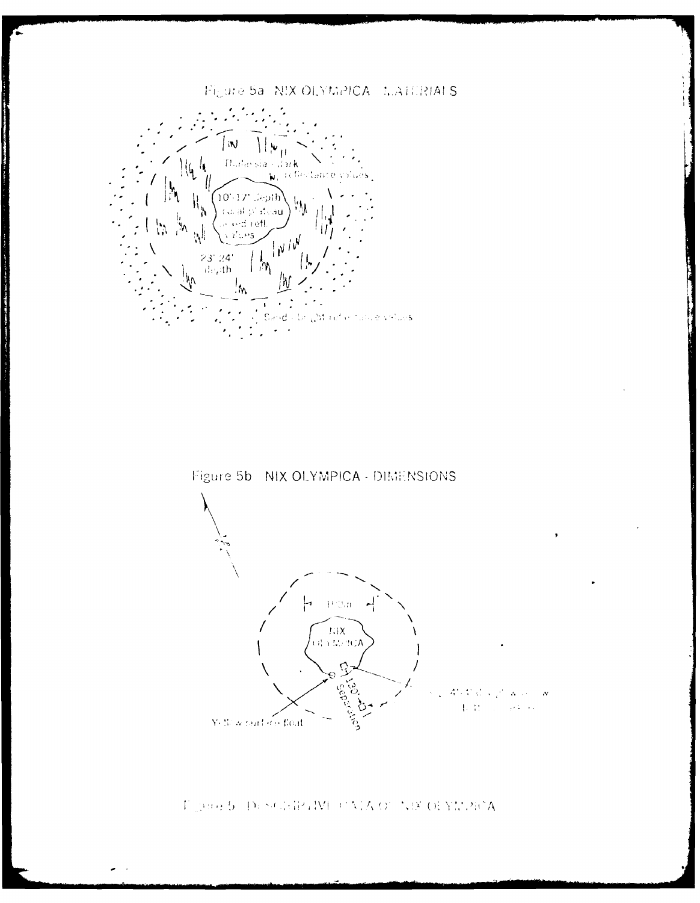Figure 5a NIX OLYMPICA - MATERIALS

Thalassia - dark reflectance values

10'-17' depth coral plateau mixed refl. values

23'-24' depth

Sand - bright reflectance values

Figure 5b NIX OLYMPICA - DIMENSIONS

NIX OLYMPICA

130' separation

Yellow surface float

Figure 5 DESCRIPTIVE DATA OF NIX OLYMPICA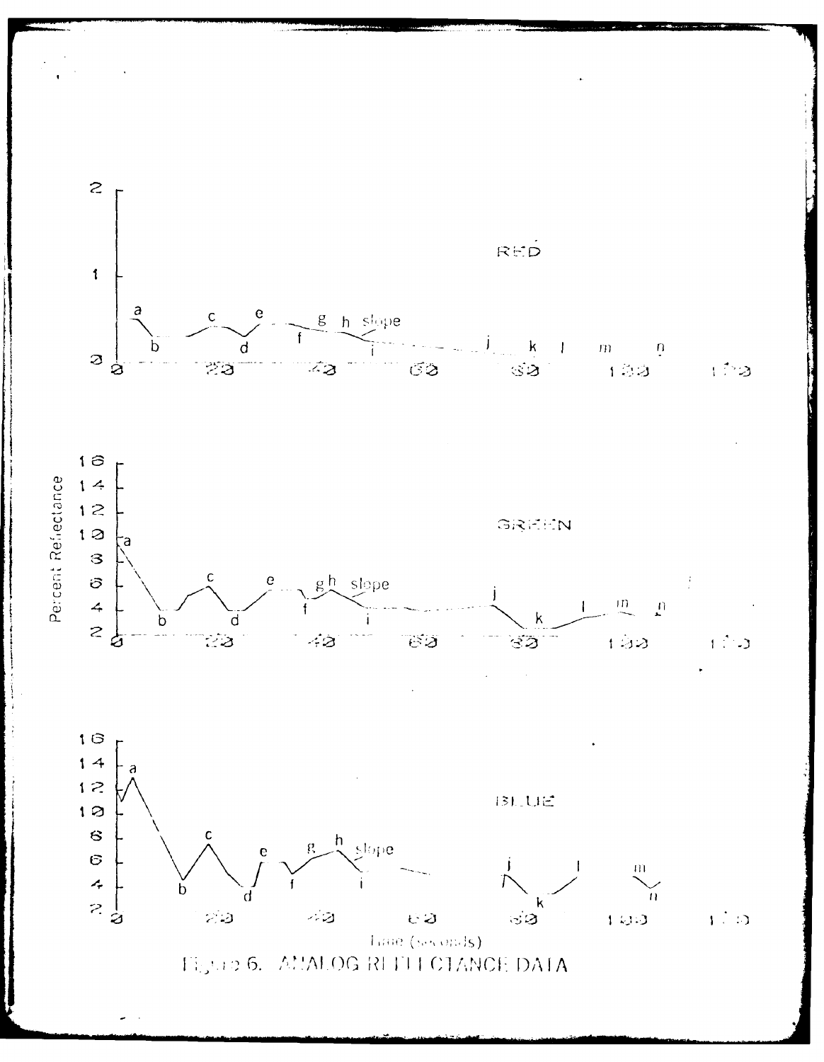Figure 6. ANALOG REFLECTANCE DATA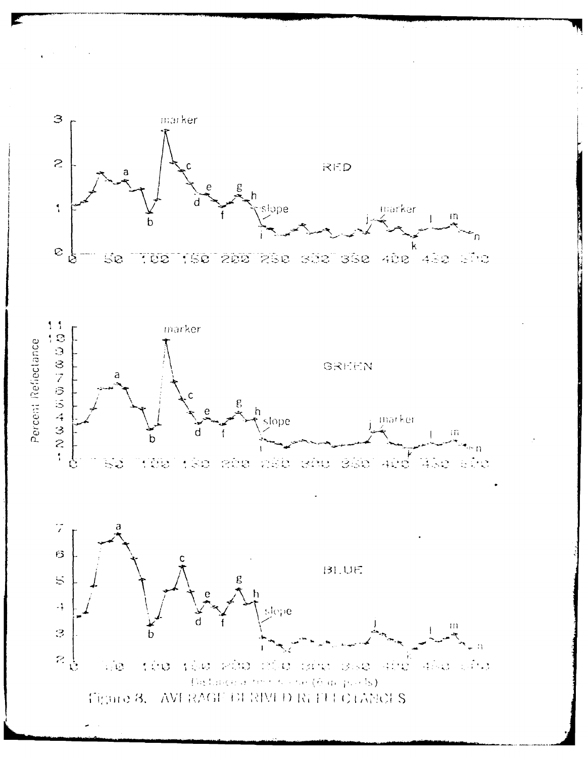Figure 8. AVERAGE DERIVED REFLECTANCES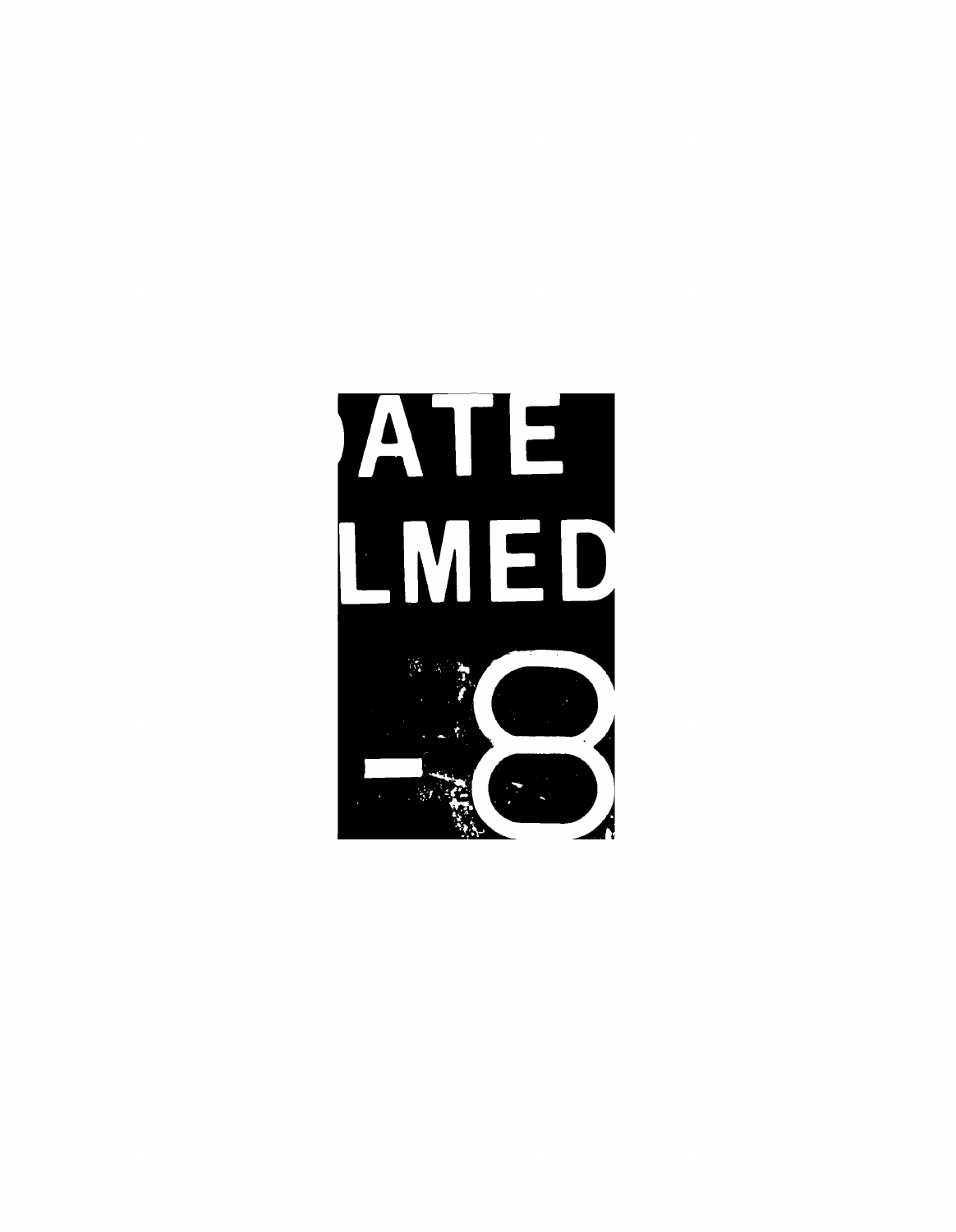ATE

LMED

-8